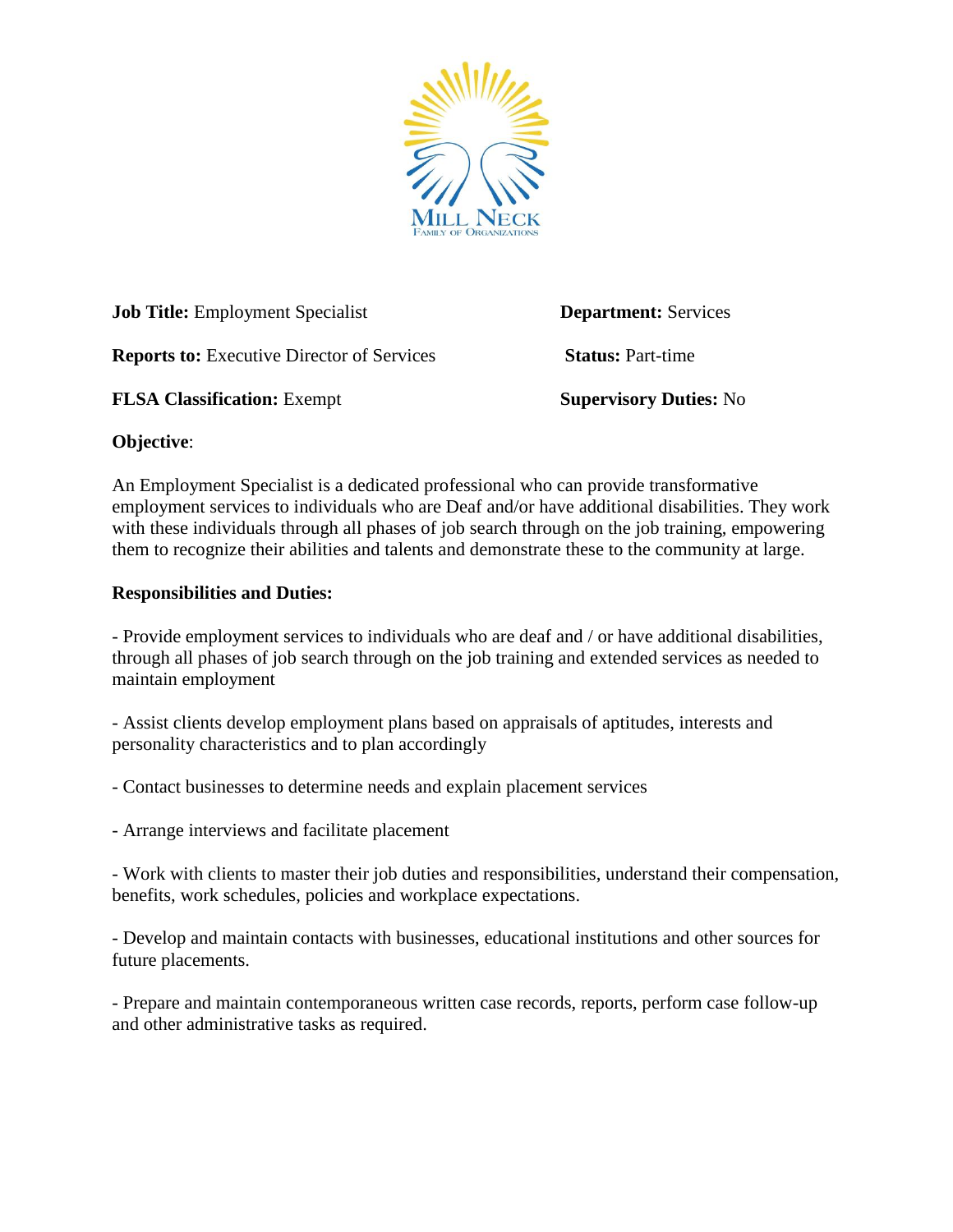MILL NECK
FAMILY OF ORGANIZATIONS

**Job Title:** Employment Specialist

**Department:** Services

**Reports to:** Executive Director of Services

**Status:** Part-time

**FLSA Classification:** Exempt

**Supervisory Duties:** No

**Objective**:

An Employment Specialist is a dedicated professional who can provide transformative employment services to individuals who are Deaf and/or have additional disabilities. They work with these individuals through all phases of job search through on the job training, empowering them to recognize their abilities and talents and demonstrate these to the community at large.

**Responsibilities and Duties:**

- Provide employment services to individuals who are deaf and / or have additional disabilities, through all phases of job search through on the job training and extended services as needed to maintain employment

- Assist clients develop employment plans based on appraisals of aptitudes, interests and personality characteristics and to plan accordingly

- Contact businesses to determine needs and explain placement services

- Arrange interviews and facilitate placement

- Work with clients to master their job duties and responsibilities, understand their compensation, benefits, work schedules, policies and workplace expectations.

- Develop and maintain contacts with businesses, educational institutions and other sources for future placements.

- Prepare and maintain contemporaneous written case records, reports, perform case follow-up and other administrative tasks as required.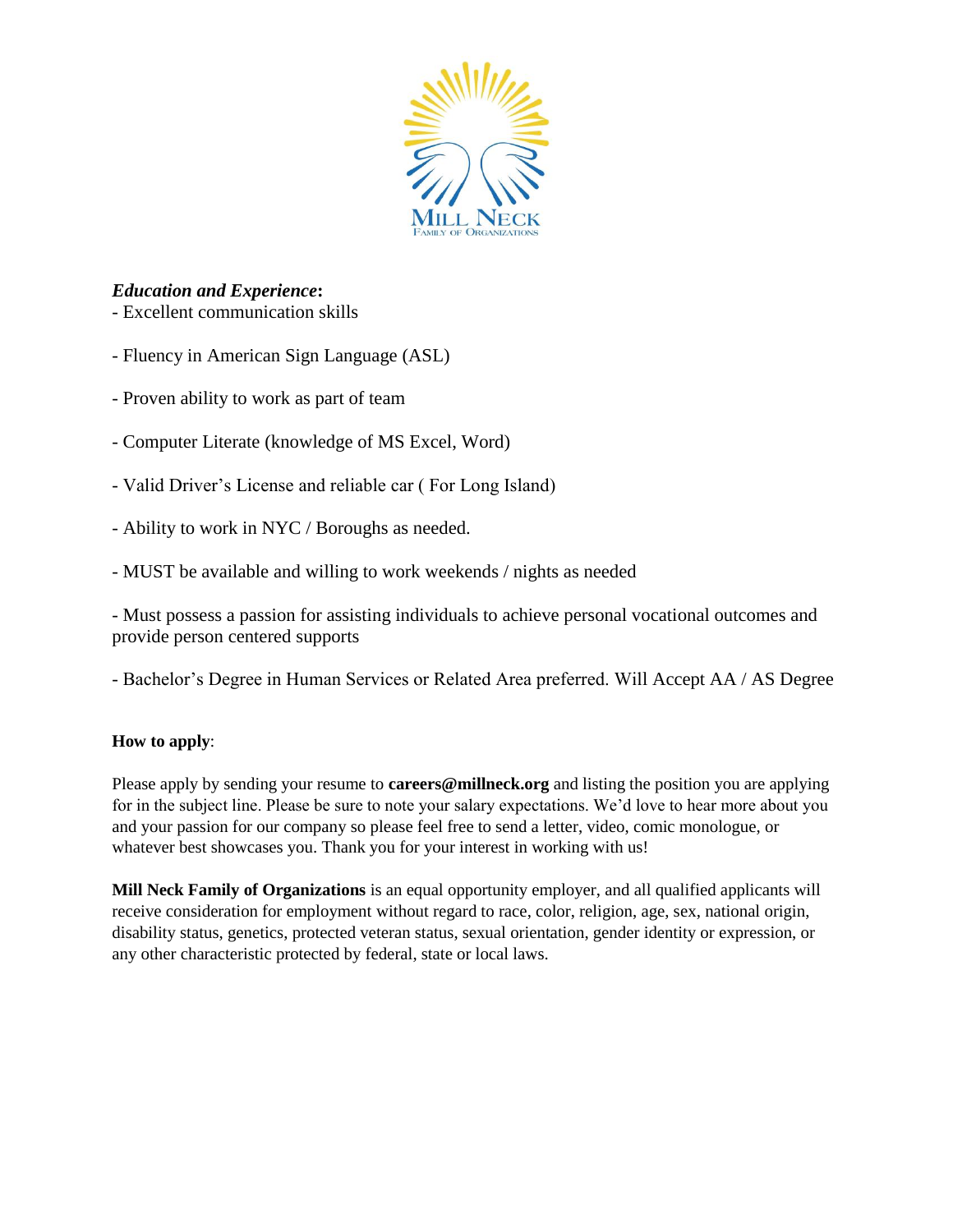***Education and Experience*:**

- Excellent communication skills
- Fluency in American Sign Language (ASL)
- Proven ability to work as part of team
- Computer Literate (knowledge of MS Excel, Word)
- Valid Driver's License and reliable car ( For Long Island)
- Ability to work in NYC / Boroughs as needed.
- MUST be available and willing to work weekends / nights as needed
- Must possess a passion for assisting individuals to achieve personal vocational outcomes and provide person centered supports
- Bachelor's Degree in Human Services or Related Area preferred. Will Accept AA / AS Degree

**How to apply**:

Please apply by sending your resume to **careers@millneck.org** and listing the position you are applying for in the subject line. Please be sure to note your salary expectations. We'd love to hear more about you and your passion for our company so please feel free to send a letter, video, comic monologue, or whatever best showcases you. Thank you for your interest in working with us!

**Mill Neck Family of Organizations** is an equal opportunity employer, and all qualified applicants will receive consideration for employment without regard to race, color, religion, age, sex, national origin, disability status, genetics, protected veteran status, sexual orientation, gender identity or expression, or any other characteristic protected by federal, state or local laws.